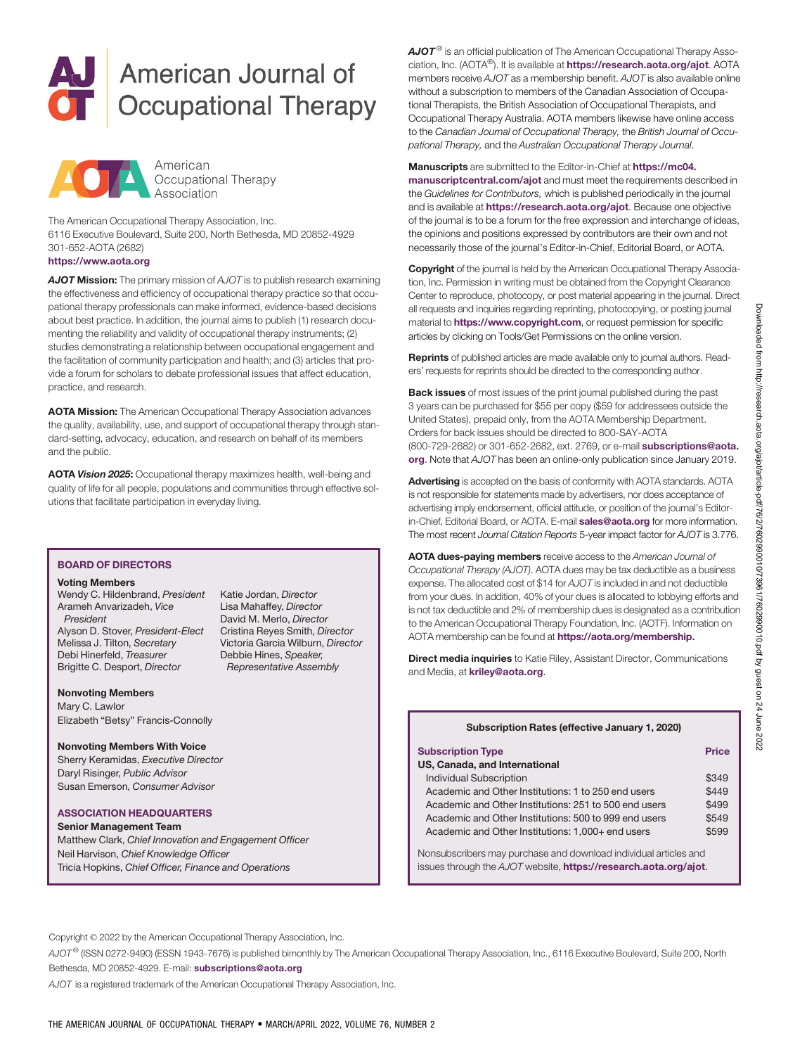# American Journal of Occupational Therapy

American Occupational Therapy Association

The American Occupational Therapy Association, Inc.
6116 Executive Boulevard, Suite 200, North Bethesda, MD 20852-4929
301-652-AOTA (2682)
**https://www.aota.org**

***AJOT* Mission:** The primary mission of *AJOT* is to publish research examining the effectiveness and efficiency of occupational therapy practice so that occupational therapy professionals can make informed, evidence-based decisions about best practice. In addition, the journal aims to publish (1) research documenting the reliability and validity of occupational therapy instruments; (2) studies demonstrating a relationship between occupational engagement and the facilitation of community participation and health; and (3) articles that provide a forum for scholars to debate professional issues that affect education, practice, and research.

**AOTA Mission:** The American Occupational Therapy Association advances the quality, availability, use, and support of occupational therapy through standard-setting, advocacy, education, and research on behalf of its members and the public.

**AOTA *Vision 2025*:** Occupational therapy maximizes health, well-being and quality of life for all people, populations and communities through effective solutions that facilitate participation in everyday living.

## BOARD OF DIRECTORS

**Voting Members**

Wendy C. Hildenbrand, *President*
Arameh Anvarizadeh, *Vice President*
Alyson D. Stover, *President-Elect*
Melissa J. Tilton, *Secretary*
Debi Hinerfeld, *Treasurer*
Brigitte C. Desport, *Director*
Katie Jordan, *Director*
Lisa Mahaffey, *Director*
David M. Merlo, *Director*
Cristina Reyes Smith, *Director*
Victoria Garcia Wilburn, *Director*
Debbie Hines, *Speaker, Representative Assembly*

**Nonvoting Members**

Mary C. Lawlor
Elizabeth “Betsy” Francis-Connolly

**Nonvoting Members With Voice**

Sherry Keramidas, *Executive Director*
Daryl Risinger, *Public Advisor*
Susan Emerson, *Consumer Advisor*

## ASSOCIATION HEADQUARTERS

**Senior Management Team**

Matthew Clark, *Chief Innovation and Engagement Officer*
Neil Harvison, *Chief Knowledge Officer*
Tricia Hopkins, *Chief Officer, Finance and Operations*

***AJOT*®** is an official publication of The American Occupational Therapy Association, Inc. (AOTA®). It is available at **https://research.aota.org/ajot**. AOTA members receive *AJOT* as a membership benefit. *AJOT* is also available online without a subscription to members of the Canadian Association of Occupational Therapists, the British Association of Occupational Therapists, and Occupational Therapy Australia. AOTA members likewise have online access to the *Canadian Journal of Occupational Therapy,* the *British Journal of Occupational Therapy,* and the *Australian Occupational Therapy Journal*.

**Manuscripts** are submitted to the Editor-in-Chief at **https://mc04.manuscriptcentral.com/ajot** and must meet the requirements described in the *Guidelines for Contributors,* which is published periodically in the journal and is available at **https://research.aota.org/ajot**. Because one objective of the journal is to be a forum for the free expression and interchange of ideas, the opinions and positions expressed by contributors are their own and not necessarily those of the journal’s Editor-in-Chief, Editorial Board, or AOTA.

**Copyright** of the journal is held by the American Occupational Therapy Association, Inc. Permission in writing must be obtained from the Copyright Clearance Center to reproduce, photocopy, or post material appearing in the journal. Direct all requests and inquiries regarding reprinting, photocopying, or posting journal material to **https://www.copyright.com**, or request permission for specific articles by clicking on Tools/Get Permissions on the online version.

**Reprints** of published articles are made available only to journal authors. Readers’ requests for reprints should be directed to the corresponding author.

**Back issues** of most issues of the print journal published during the past 3 years can be purchased for $55 per copy ($59 for addressees outside the United States), prepaid only, from the AOTA Membership Department. Orders for back issues should be directed to 800-SAY-AOTA (800-729-2682) or 301-652-2682, ext. 2769, or e-mail **subscriptions@aota.org**. Note that *AJOT* has been an online-only publication since January 2019.

**Advertising** is accepted on the basis of conformity with AOTA standards. AOTA is not responsible for statements made by advertisers, nor does acceptance of advertising imply endorsement, official attitude, or position of the journal’s Editor-in-Chief, Editorial Board, or AOTA. E-mail **sales@aota.org** for more information. The most recent *Journal Citation Reports* 5-year impact factor for *AJOT* is 3.776.

**AOTA dues-paying members** receive access to the *American Journal of Occupational Therapy (AJOT)*. AOTA dues may be tax deductible as a business expense. The allocated cost of $14 for *AJOT* is included in and not deductible from your dues. In addition, 40% of your dues is allocated to lobbying efforts and is not tax deductible and 2% of membership dues is designated as a contribution to the American Occupational Therapy Foundation, Inc. (AOTF). Information on AOTA membership can be found at **https://aota.org/membership.**

**Direct media inquiries** to Katie Riley, Assistant Director, Communications and Media, at **kriley@aota.org**.

**Subscription Rates (effective January 1, 2020)**

| Subscription Type | Price |
|---|---|
| **US, Canada, and International** | |
| Individual Subscription | $349 |
| Academic and Other Institutions: 1 to 250 end users | $449 |
| Academic and Other Institutions: 251 to 500 end users | $499 |
| Academic and Other Institutions: 500 to 999 end users | $549 |
| Academic and Other Institutions: 1,000+ end users | $599 |

Nonsubscribers may purchase and download individual articles and issues through the *AJOT* website, **https://research.aota.org/ajot**.

Copyright © 2022 by the American Occupational Therapy Association, Inc.

*AJOT*® (ISSN 0272-9490) (ESSN 1943-7676) is published bimonthly by The American Occupational Therapy Association, Inc., 6116 Executive Boulevard, Suite 200, North Bethesda, MD 20852-4929. E-mail: **subscriptions@aota.org**

*AJOT* is a registered trademark of the American Occupational Therapy Association, Inc.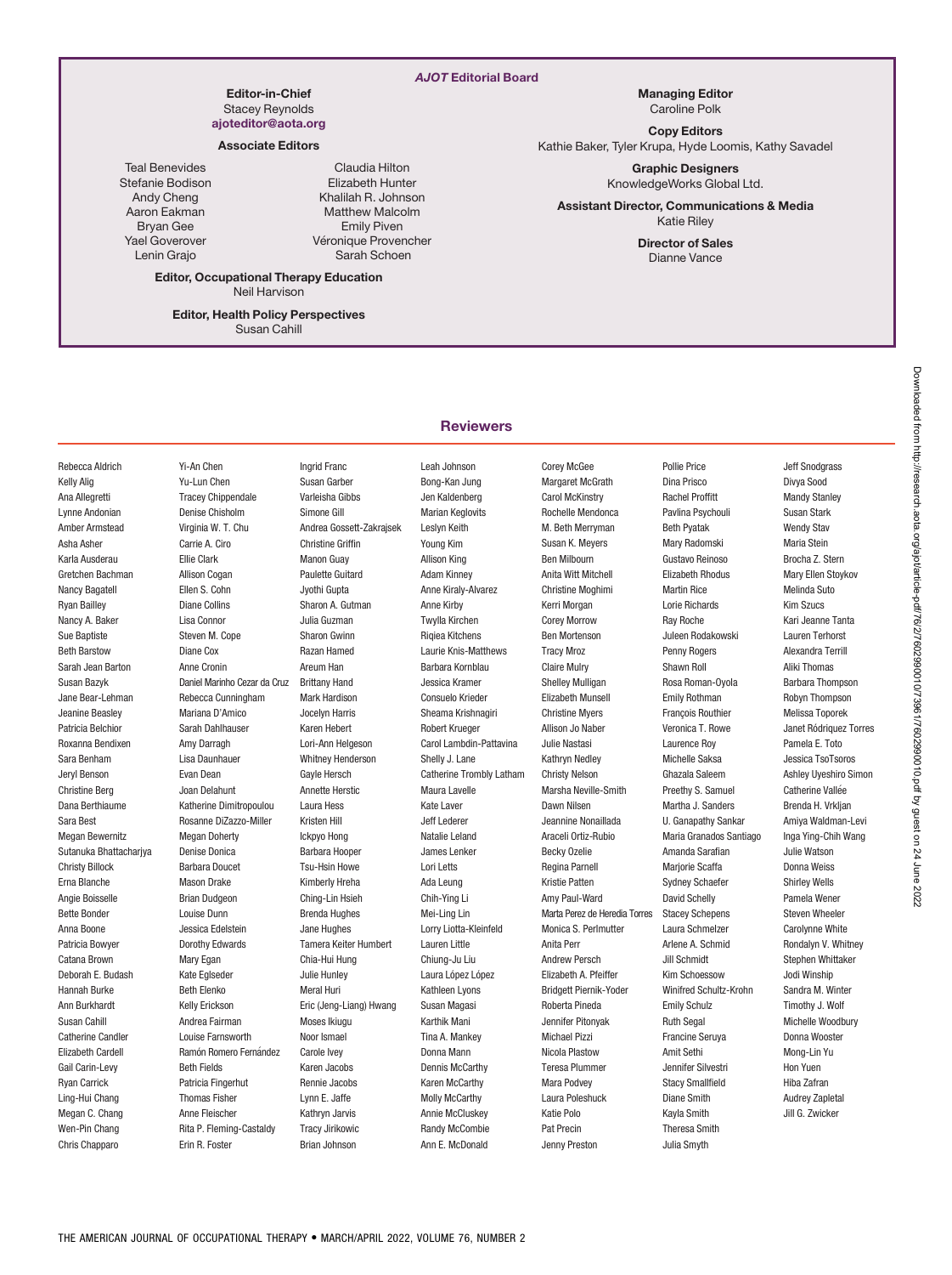## *AJOT* Editorial Board

**Editor-in-Chief**
Stacey Reynolds
ajoteditor@aota.org

**Associate Editors**

Teal Benevides
Stefanie Bodison
Andy Cheng
Aaron Eakman
Bryan Gee
Yael Goverover
Lenin Grajo
Claudia Hilton
Elizabeth Hunter
Khalilah R. Johnson
Matthew Malcolm
Emily Piven
Véronique Provencher
Sarah Schoen

**Editor, Occupational Therapy Education**
Neil Harvison

**Editor, Health Policy Perspectives**
Susan Cahill

**Managing Editor**
Caroline Polk

**Copy Editors**
Kathie Baker, Tyler Krupa, Hyde Loomis, Kathy Savadel

**Graphic Designers**
KnowledgeWorks Global Ltd.

**Assistant Director, Communications & Media**
Katie Riley

**Director of Sales**
Dianne Vance

## Reviewers

Rebecca Aldrich
Kelly Alig
Ana Allegretti
Lynne Andonian
Amber Armstead
Asha Asher
Karla Ausderau
Gretchen Bachman
Nancy Bagatell
Ryan Bailley
Nancy A. Baker
Sue Baptiste
Beth Barstow
Sarah Jean Barton
Susan Bazyk
Jane Bear-Lehman
Jeanine Beasley
Patricia Belchior
Roxanna Bendixen
Sara Benham
Jeryl Benson
Christine Berg
Dana Berthiaume
Sara Best
Megan Bewernitz
Sutanuka Bhattacharjya
Christy Billock
Erna Blanche
Angie Boisselle
Bette Bonder
Anna Boone
Patricia Bowyer
Catana Brown
Deborah E. Budash
Hannah Burke
Ann Burkhardt
Susan Cahill
Catherine Candler
Elizabeth Cardell
Gail Carin-Levy
Ryan Carrick
Ling-Hui Chang
Megan C. Chang
Wen-Pin Chang
Chris Chapparo
Yi-An Chen
Yu-Lun Chen
Tracey Chippendale
Denise Chisholm
Virginia W. T. Chu
Carrie A. Ciro
Ellie Clark
Allison Cogan
Ellen S. Cohn
Diane Collins
Lisa Connor
Steven M. Cope
Diane Cox
Anne Cronin
Daniel Marinho Cezar da Cruz
Rebecca Cunningham
Mariana D'Amico
Sarah Dahlhauser
Amy Darragh
Lisa Daunhauer
Evan Dean
Joan Delahunt
Katherine Dimitropoulou
Rosanne DiZazzo-Miller
Megan Doherty
Denise Donica
Barbara Doucet
Mason Drake
Brian Dudgeon
Louise Dunn
Jessica Edelstein
Dorothy Edwards
Mary Egan
Kate Eglseder
Beth Elenko
Kelly Erickson
Andrea Fairman
Louise Farnsworth
Ramón Romero Fernández
Beth Fields
Patricia Fingerhut
Thomas Fisher
Anne Fleischer
Rita P. Fleming-Castaldy
Erin R. Foster
Ingrid Franc
Susan Garber
Varleisha Gibbs
Simone Gill
Andrea Gossett-Zakrajsek
Christine Griffin
Manon Guay
Paulette Guitard
Jyothi Gupta
Sharon A. Gutman
Julia Guzman
Sharon Gwinn
Razan Hamed
Areum Han
Brittany Hand
Mark Hardison
Jocelyn Harris
Karen Hebert
Lori-Ann Helgeson
Whitney Henderson
Gayle Hersch
Annette Herstic
Laura Hess
Kristen Hill
Ickpyo Hong
Barbara Hooper
Tsu-Hsin Howe
Kimberly Hreha
Ching-Lin Hsieh
Brenda Hughes
Jane Hughes
Tamera Keiter Humbert
Chia-Hui Hung
Julie Hunley
Meral Huri
Eric (Jeng-Liang) Hwang
Moses Ikiugu
Noor Ismael
Carole Ivey
Karen Jacobs
Rennie Jacobs
Lynn E. Jaffe
Kathryn Jarvis
Tracy Jirikowic
Brian Johnson
Leah Johnson
Bong-Kan Jung
Jen Kaldenberg
Marian Keglovits
Leslyn Keith
Young Kim
Allison King
Adam Kinney
Anne Kiraly-Alvarez
Anne Kirby
Twylla Kirchen
Riqiea Kitchens
Laurie Knis-Matthews
Barbara Kornblau
Jessica Kramer
Consuelo Krieder
Sheama Krishnagiri
Robert Krueger
Carol Lambdin-Pattavina
Shelly J. Lane
Catherine Trombly Latham
Maura Lavelle
Kate Laver
Jeff Lederer
Natalie Leland
James Lenker
Lori Letts
Ada Leung
Chih-Ying Li
Mei-Ling Lin
Lorry Liotta-Kleinfeld
Lauren Little
Chiung-Ju Liu
Laura López López
Kathleen Lyons
Susan Magasi
Karthik Mani
Tina A. Mankey
Donna Mann
Dennis McCarthy
Karen McCarthy
Molly McCarthy
Annie McCluskey
Randy McCombie
Ann E. McDonald
Corey McGee
Margaret McGrath
Carol McKinstry
Rochelle Mendonca
M. Beth Merryman
Susan K. Meyers
Ben Milbourn
Anita Witt Mitchell
Christine Moghimi
Kerri Morgan
Corey Morrow
Ben Mortenson
Tracy Mroz
Claire Mulry
Shelley Mulligan
Elizabeth Munsell
Christine Myers
Allison Jo Naber
Julie Nastasi
Kathryn Nedley
Christy Nelson
Marsha Neville-Smith
Dawn Nilsen
Jeannine Nonaillada
Araceli Ortiz-Rubio
Becky Ozelie
Regina Parnell
Kristie Patten
Amy Paul-Ward
Marta Perez de Heredia Torres
Monica S. Perlmutter
Anita Perr
Andrew Persch
Elizabeth A. Pfeiffer
Bridgett Piernik-Yoder
Roberta Pineda
Jennifer Pitonyak
Michael Pizzi
Nicola Plastow
Teresa Plummer
Mara Podvey
Laura Poleshuck
Katie Polo
Pat Precin
Jenny Preston
Pollie Price
Dina Prisco
Rachel Proffitt
Pavlina Psychouli
Beth Pyatak
Mary Radomski
Gustavo Reinoso
Elizabeth Rhodus
Martin Rice
Lorie Richards
Ray Roche
Juleen Rodakowski
Penny Rogers
Shawn Roll
Rosa Roman-Oyola
Emily Rothman
François Routhier
Veronica T. Rowe
Laurence Roy
Michelle Saksa
Ghazala Saleem
Preethy S. Samuel
Martha J. Sanders
U. Ganapathy Sankar
Maria Granados Santiago
Amanda Sarafian
Marjorie Scaffa
Sydney Schaefer
David Schelly
Stacey Schepens
Laura Schmelzer
Arlene A. Schmid
Jill Schmidt
Kim Schoessow
Winifred Schultz-Krohn
Emily Schulz
Ruth Segal
Francine Seruya
Amit Sethi
Jennifer Silvestri
Stacy Smallfield
Diane Smith
Kayla Smith
Theresa Smith
Julia Smyth
Jeff Snodgrass
Divya Sood
Mandy Stanley
Susan Stark
Wendy Stav
Maria Stein
Brocha Z. Stern
Mary Ellen Stoykov
Melinda Suto
Kim Szucs
Kari Jeanne Tanta
Lauren Terhorst
Alexandra Terrill
Aliki Thomas
Barbara Thompson
Robyn Thompson
Melissa Toporek
Janet Ródriquez Torres
Pamela E. Toto
Jessica TsoTsoros
Ashley Uyeshiro Simon
Catherine Vallée
Brenda H. Vrkljan
Amiya Waldman-Levi
Inga Ying-Chih Wang
Julie Watson
Donna Weiss
Shirley Wells
Pamela Wener
Steven Wheeler
Carolynne White
Rondalyn V. Whitney
Stephen Whittaker
Jodi Winship
Sandra M. Winter
Timothy J. Wolf
Michelle Woodbury
Donna Wooster
Mong-Lin Yu
Hon Yuen
Hiba Zafran
Audrey Zapletal
Jill G. Zwicker